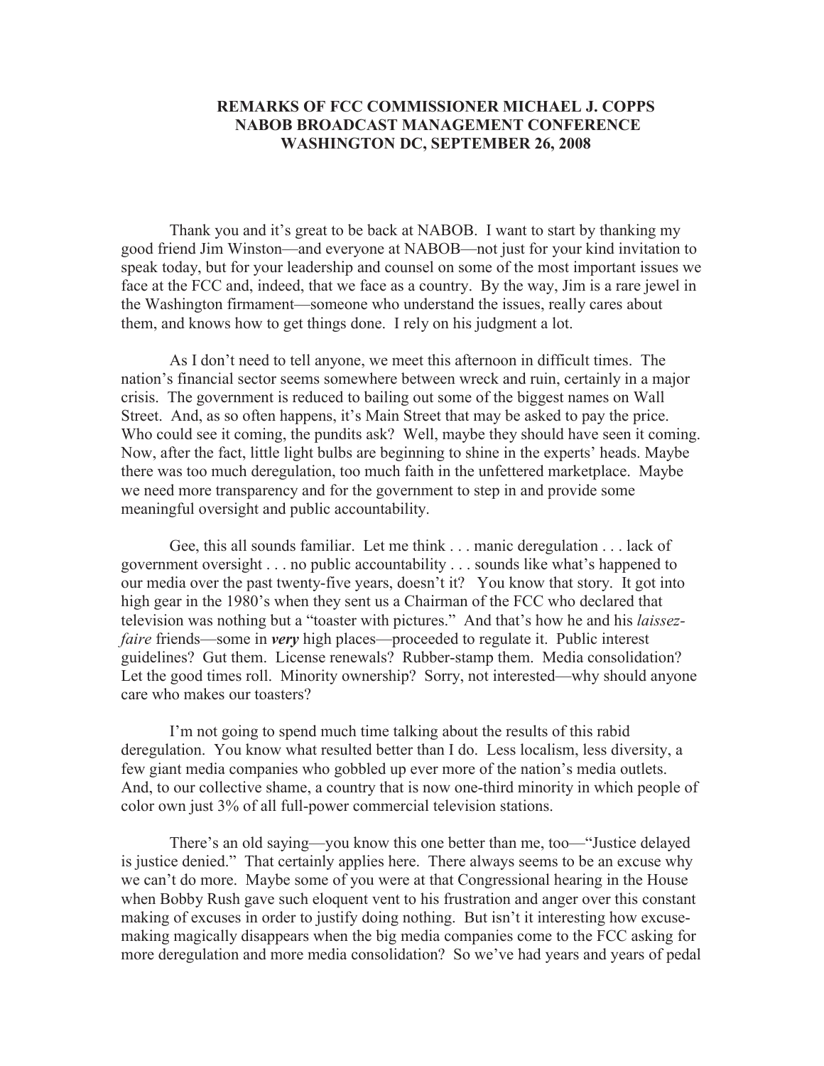# REMARKS OF FCC COMMISSIONER MICHAEL J. COPPS
# NABOB BROADCAST MANAGEMENT CONFERENCE
# WASHINGTON DC, SEPTEMBER 26, 2008

Thank you and it's great to be back at NABOB. I want to start by thanking my good friend Jim Winston—and everyone at NABOB—not just for your kind invitation to speak today, but for your leadership and counsel on some of the most important issues we face at the FCC and, indeed, that we face as a country. By the way, Jim is a rare jewel in the Washington firmament—someone who understand the issues, really cares about them, and knows how to get things done. I rely on his judgment a lot.

As I don't need to tell anyone, we meet this afternoon in difficult times. The nation's financial sector seems somewhere between wreck and ruin, certainly in a major crisis. The government is reduced to bailing out some of the biggest names on Wall Street. And, as so often happens, it's Main Street that may be asked to pay the price. Who could see it coming, the pundits ask? Well, maybe they should have seen it coming. Now, after the fact, little light bulbs are beginning to shine in the experts' heads. Maybe there was too much deregulation, too much faith in the unfettered marketplace. Maybe we need more transparency and for the government to step in and provide some meaningful oversight and public accountability.

Gee, this all sounds familiar. Let me think . . . manic deregulation . . . lack of government oversight . . . no public accountability . . . sounds like what's happened to our media over the past twenty-five years, doesn't it? You know that story. It got into high gear in the 1980's when they sent us a Chairman of the FCC who declared that television was nothing but a "toaster with pictures." And that's how he and his *laissez-faire* friends—some in ***very*** high places—proceeded to regulate it. Public interest guidelines? Gut them. License renewals? Rubber-stamp them. Media consolidation? Let the good times roll. Minority ownership? Sorry, not interested—why should anyone care who makes our toasters?

I'm not going to spend much time talking about the results of this rabid deregulation. You know what resulted better than I do. Less localism, less diversity, a few giant media companies who gobbled up ever more of the nation's media outlets. And, to our collective shame, a country that is now one-third minority in which people of color own just 3% of all full-power commercial television stations.

There's an old saying—you know this one better than me, too—"Justice delayed is justice denied." That certainly applies here. There always seems to be an excuse why we can't do more. Maybe some of you were at that Congressional hearing in the House when Bobby Rush gave such eloquent vent to his frustration and anger over this constant making of excuses in order to justify doing nothing. But isn't it interesting how excuse-making magically disappears when the big media companies come to the FCC asking for more deregulation and more media consolidation? So we've had years and years of pedal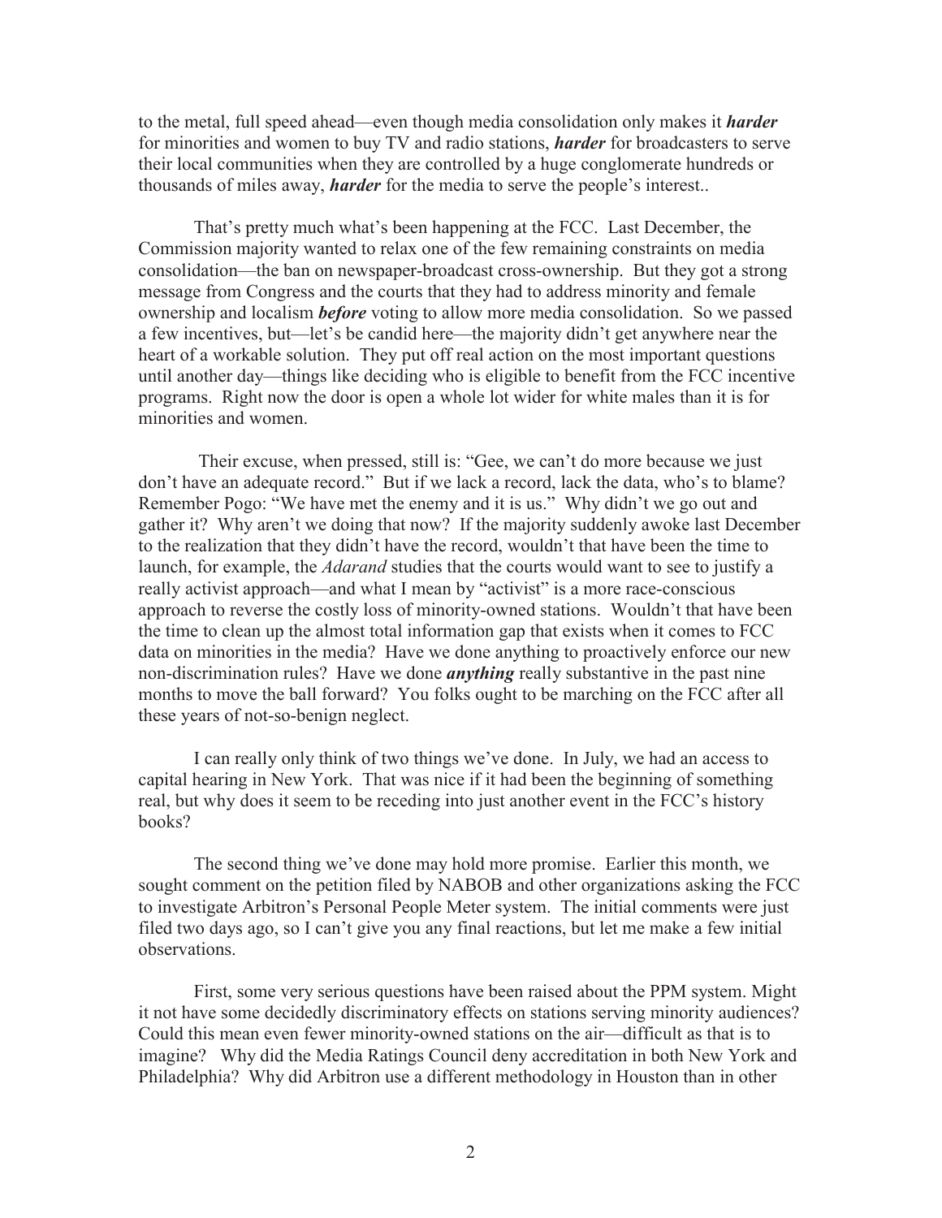to the metal, full speed ahead—even though media consolidation only makes it ***harder*** for minorities and women to buy TV and radio stations, ***harder*** for broadcasters to serve their local communities when they are controlled by a huge conglomerate hundreds or thousands of miles away, ***harder*** for the media to serve the people's interest..

That's pretty much what's been happening at the FCC. Last December, the Commission majority wanted to relax one of the few remaining constraints on media consolidation—the ban on newspaper-broadcast cross-ownership. But they got a strong message from Congress and the courts that they had to address minority and female ownership and localism ***before*** voting to allow more media consolidation. So we passed a few incentives, but—let's be candid here—the majority didn't get anywhere near the heart of a workable solution. They put off real action on the most important questions until another day—things like deciding who is eligible to benefit from the FCC incentive programs. Right now the door is open a whole lot wider for white males than it is for minorities and women.

Their excuse, when pressed, still is: "Gee, we can't do more because we just don't have an adequate record." But if we lack a record, lack the data, who's to blame? Remember Pogo: "We have met the enemy and it is us." Why didn't we go out and gather it? Why aren't we doing that now? If the majority suddenly awoke last December to the realization that they didn't have the record, wouldn't that have been the time to launch, for example, the *Adarand* studies that the courts would want to see to justify a really activist approach—and what I mean by "activist" is a more race-conscious approach to reverse the costly loss of minority-owned stations. Wouldn't that have been the time to clean up the almost total information gap that exists when it comes to FCC data on minorities in the media? Have we done anything to proactively enforce our new non-discrimination rules? Have we done ***anything*** really substantive in the past nine months to move the ball forward? You folks ought to be marching on the FCC after all these years of not-so-benign neglect.

I can really only think of two things we've done. In July, we had an access to capital hearing in New York. That was nice if it had been the beginning of something real, but why does it seem to be receding into just another event in the FCC's history books?

The second thing we've done may hold more promise. Earlier this month, we sought comment on the petition filed by NABOB and other organizations asking the FCC to investigate Arbitron's Personal People Meter system. The initial comments were just filed two days ago, so I can't give you any final reactions, but let me make a few initial observations.

First, some very serious questions have been raised about the PPM system. Might it not have some decidedly discriminatory effects on stations serving minority audiences? Could this mean even fewer minority-owned stations on the air—difficult as that is to imagine? Why did the Media Ratings Council deny accreditation in both New York and Philadelphia? Why did Arbitron use a different methodology in Houston than in other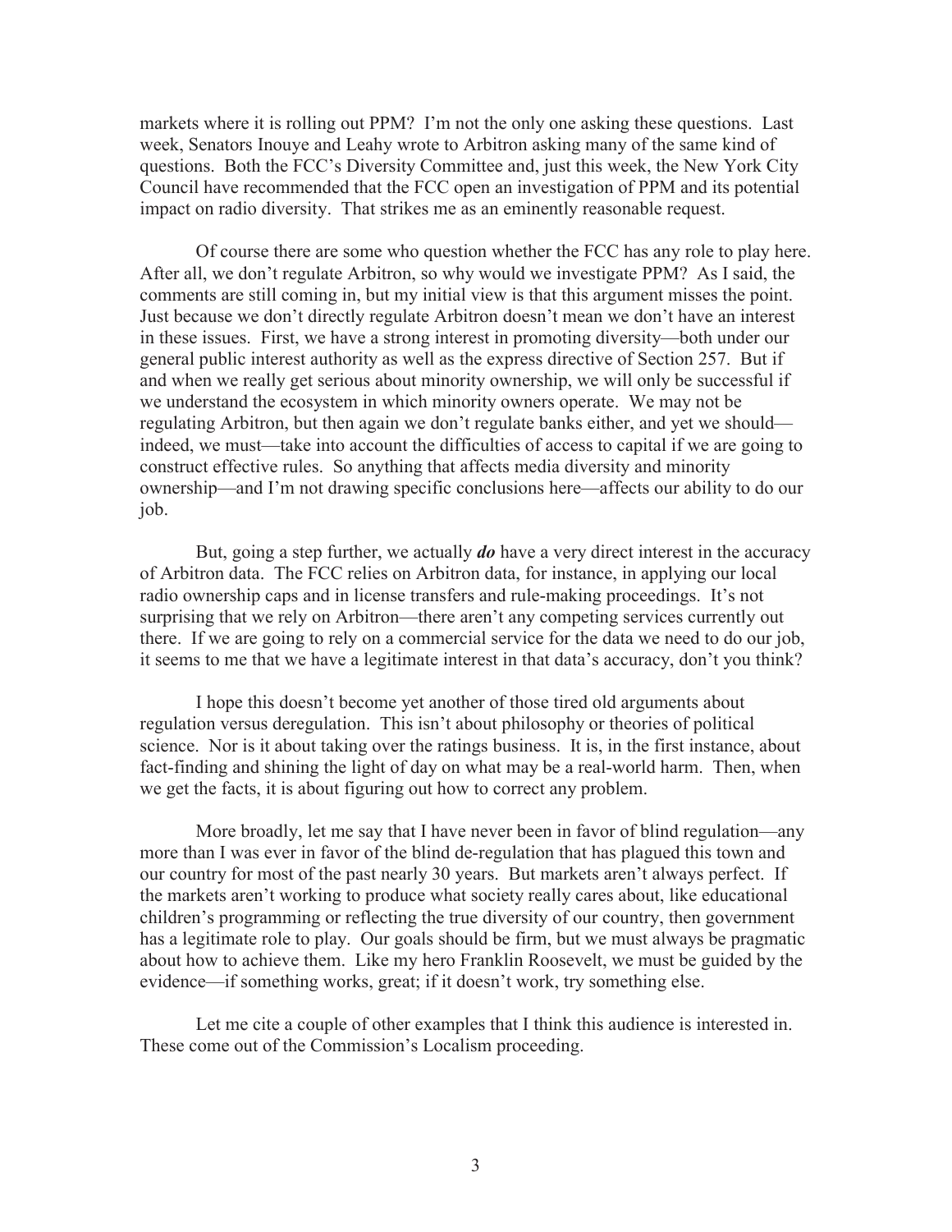markets where it is rolling out PPM? I'm not the only one asking these questions. Last week, Senators Inouye and Leahy wrote to Arbitron asking many of the same kind of questions. Both the FCC's Diversity Committee and, just this week, the New York City Council have recommended that the FCC open an investigation of PPM and its potential impact on radio diversity. That strikes me as an eminently reasonable request.

Of course there are some who question whether the FCC has any role to play here. After all, we don't regulate Arbitron, so why would we investigate PPM? As I said, the comments are still coming in, but my initial view is that this argument misses the point. Just because we don't directly regulate Arbitron doesn't mean we don't have an interest in these issues. First, we have a strong interest in promoting diversity—both under our general public interest authority as well as the express directive of Section 257. But if and when we really get serious about minority ownership, we will only be successful if we understand the ecosystem in which minority owners operate. We may not be regulating Arbitron, but then again we don't regulate banks either, and yet we should—indeed, we must—take into account the difficulties of access to capital if we are going to construct effective rules. So anything that affects media diversity and minority ownership—and I'm not drawing specific conclusions here—affects our ability to do our job.

But, going a step further, we actually ***do*** have a very direct interest in the accuracy of Arbitron data. The FCC relies on Arbitron data, for instance, in applying our local radio ownership caps and in license transfers and rule-making proceedings. It's not surprising that we rely on Arbitron—there aren't any competing services currently out there. If we are going to rely on a commercial service for the data we need to do our job, it seems to me that we have a legitimate interest in that data's accuracy, don't you think?

I hope this doesn't become yet another of those tired old arguments about regulation versus deregulation. This isn't about philosophy or theories of political science. Nor is it about taking over the ratings business. It is, in the first instance, about fact-finding and shining the light of day on what may be a real-world harm. Then, when we get the facts, it is about figuring out how to correct any problem.

More broadly, let me say that I have never been in favor of blind regulation—any more than I was ever in favor of the blind de-regulation that has plagued this town and our country for most of the past nearly 30 years. But markets aren't always perfect. If the markets aren't working to produce what society really cares about, like educational children's programming or reflecting the true diversity of our country, then government has a legitimate role to play. Our goals should be firm, but we must always be pragmatic about how to achieve them. Like my hero Franklin Roosevelt, we must be guided by the evidence—if something works, great; if it doesn't work, try something else.

Let me cite a couple of other examples that I think this audience is interested in. These come out of the Commission's Localism proceeding.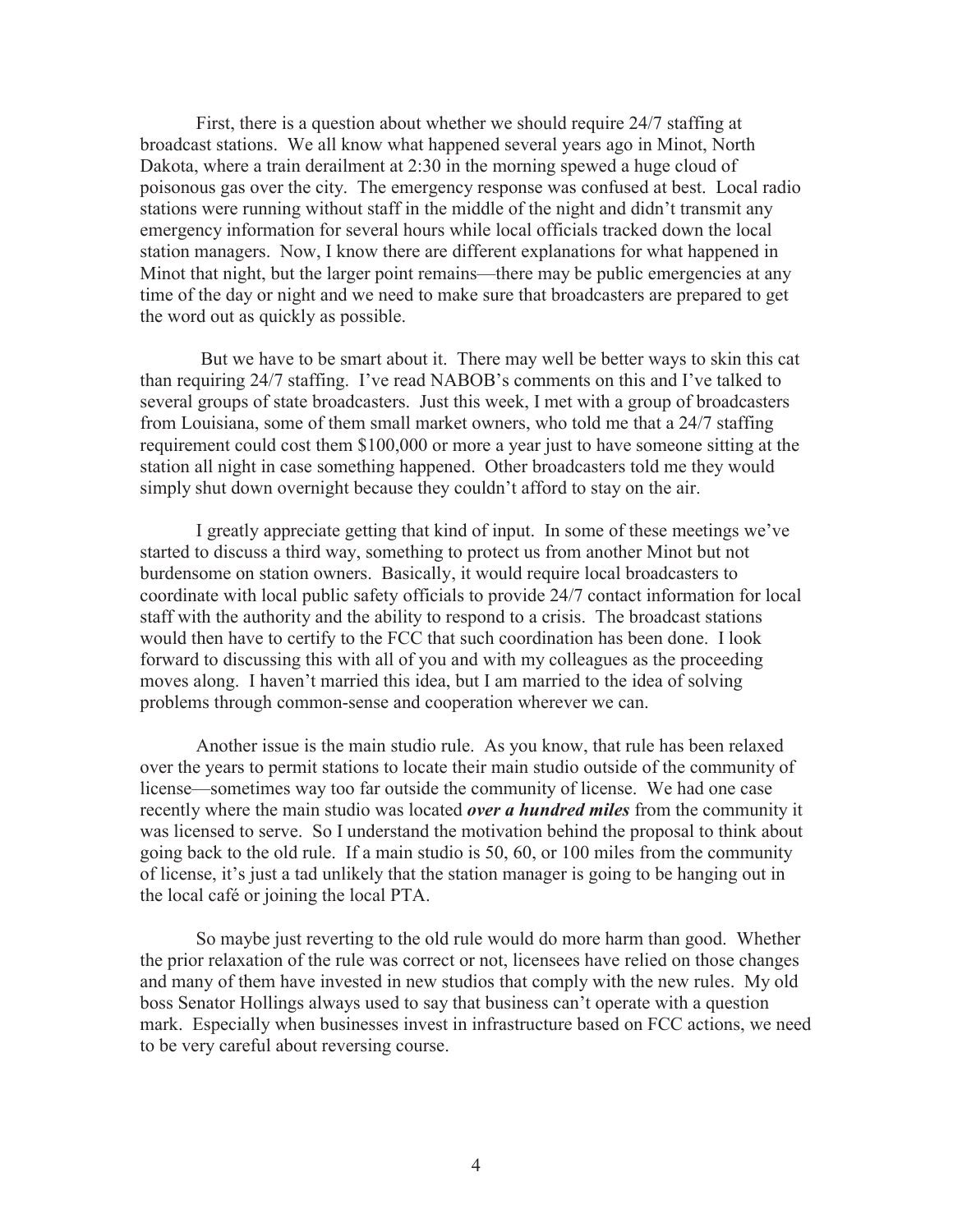First, there is a question about whether we should require 24/7 staffing at broadcast stations. We all know what happened several years ago in Minot, North Dakota, where a train derailment at 2:30 in the morning spewed a huge cloud of poisonous gas over the city. The emergency response was confused at best. Local radio stations were running without staff in the middle of the night and didn't transmit any emergency information for several hours while local officials tracked down the local station managers. Now, I know there are different explanations for what happened in Minot that night, but the larger point remains—there may be public emergencies at any time of the day or night and we need to make sure that broadcasters are prepared to get the word out as quickly as possible.

But we have to be smart about it. There may well be better ways to skin this cat than requiring 24/7 staffing. I've read NABOB's comments on this and I've talked to several groups of state broadcasters. Just this week, I met with a group of broadcasters from Louisiana, some of them small market owners, who told me that a 24/7 staffing requirement could cost them $100,000 or more a year just to have someone sitting at the station all night in case something happened. Other broadcasters told me they would simply shut down overnight because they couldn't afford to stay on the air.

I greatly appreciate getting that kind of input. In some of these meetings we've started to discuss a third way, something to protect us from another Minot but not burdensome on station owners. Basically, it would require local broadcasters to coordinate with local public safety officials to provide 24/7 contact information for local staff with the authority and the ability to respond to a crisis. The broadcast stations would then have to certify to the FCC that such coordination has been done. I look forward to discussing this with all of you and with my colleagues as the proceeding moves along. I haven't married this idea, but I am married to the idea of solving problems through common-sense and cooperation wherever we can.

Another issue is the main studio rule. As you know, that rule has been relaxed over the years to permit stations to locate their main studio outside of the community of license—sometimes way too far outside the community of license. We had one case recently where the main studio was located ***over a hundred miles*** from the community it was licensed to serve. So I understand the motivation behind the proposal to think about going back to the old rule. If a main studio is 50, 60, or 100 miles from the community of license, it's just a tad unlikely that the station manager is going to be hanging out in the local café or joining the local PTA.

So maybe just reverting to the old rule would do more harm than good. Whether the prior relaxation of the rule was correct or not, licensees have relied on those changes and many of them have invested in new studios that comply with the new rules. My old boss Senator Hollings always used to say that business can't operate with a question mark. Especially when businesses invest in infrastructure based on FCC actions, we need to be very careful about reversing course.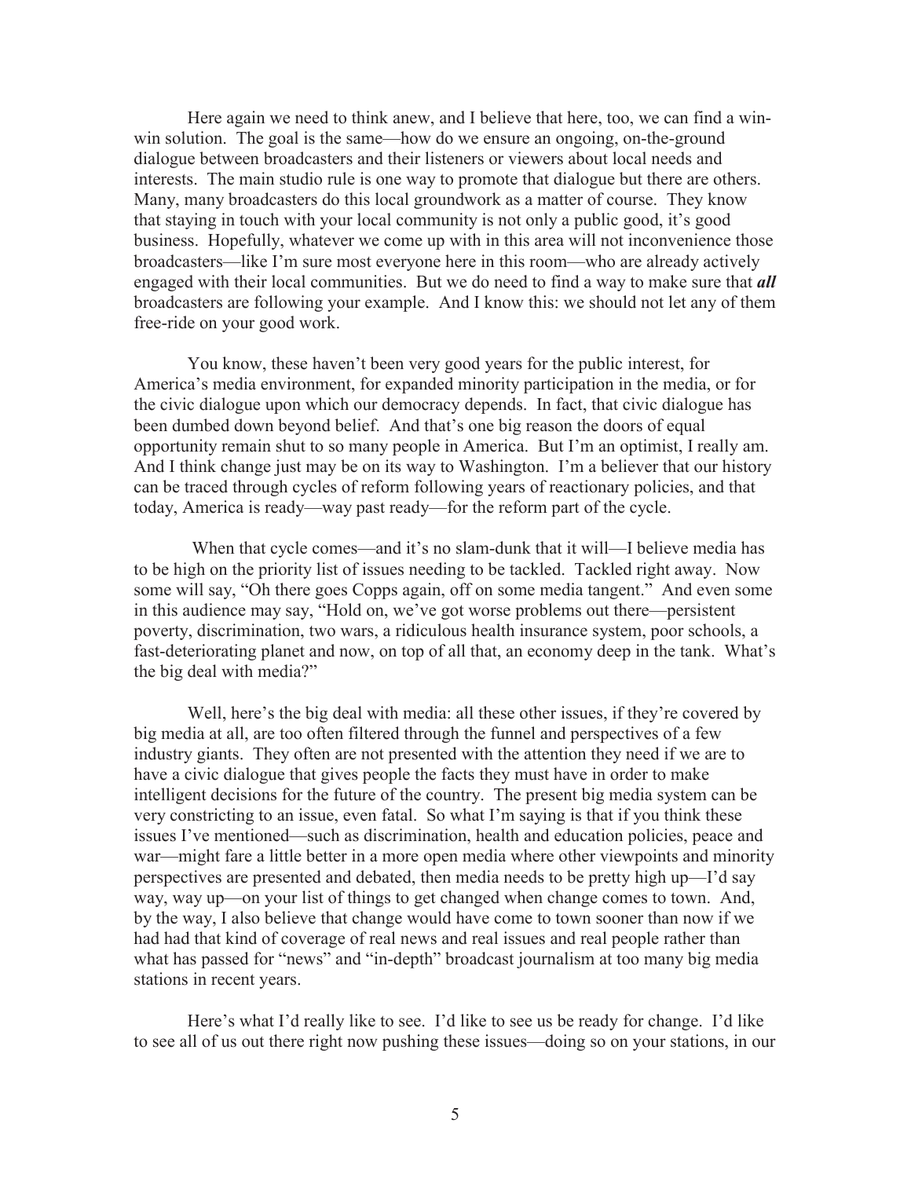Here again we need to think anew, and I believe that here, too, we can find a win-win solution. The goal is the same—how do we ensure an ongoing, on-the-ground dialogue between broadcasters and their listeners or viewers about local needs and interests. The main studio rule is one way to promote that dialogue but there are others. Many, many broadcasters do this local groundwork as a matter of course. They know that staying in touch with your local community is not only a public good, it's good business. Hopefully, whatever we come up with in this area will not inconvenience those broadcasters—like I'm sure most everyone here in this room—who are already actively engaged with their local communities. But we do need to find a way to make sure that ***all*** broadcasters are following your example. And I know this: we should not let any of them free-ride on your good work.

You know, these haven't been very good years for the public interest, for America's media environment, for expanded minority participation in the media, or for the civic dialogue upon which our democracy depends. In fact, that civic dialogue has been dumbed down beyond belief. And that's one big reason the doors of equal opportunity remain shut to so many people in America. But I'm an optimist, I really am. And I think change just may be on its way to Washington. I'm a believer that our history can be traced through cycles of reform following years of reactionary policies, and that today, America is ready—way past ready—for the reform part of the cycle.

When that cycle comes—and it's no slam-dunk that it will—I believe media has to be high on the priority list of issues needing to be tackled. Tackled right away. Now some will say, "Oh there goes Copps again, off on some media tangent." And even some in this audience may say, "Hold on, we've got worse problems out there—persistent poverty, discrimination, two wars, a ridiculous health insurance system, poor schools, a fast-deteriorating planet and now, on top of all that, an economy deep in the tank. What's the big deal with media?"

Well, here's the big deal with media: all these other issues, if they're covered by big media at all, are too often filtered through the funnel and perspectives of a few industry giants. They often are not presented with the attention they need if we are to have a civic dialogue that gives people the facts they must have in order to make intelligent decisions for the future of the country. The present big media system can be very constricting to an issue, even fatal. So what I'm saying is that if you think these issues I've mentioned—such as discrimination, health and education policies, peace and war—might fare a little better in a more open media where other viewpoints and minority perspectives are presented and debated, then media needs to be pretty high up—I'd say way, way up—on your list of things to get changed when change comes to town. And, by the way, I also believe that change would have come to town sooner than now if we had had that kind of coverage of real news and real issues and real people rather than what has passed for "news" and "in-depth" broadcast journalism at too many big media stations in recent years.

Here's what I'd really like to see. I'd like to see us be ready for change. I'd like to see all of us out there right now pushing these issues—doing so on your stations, in our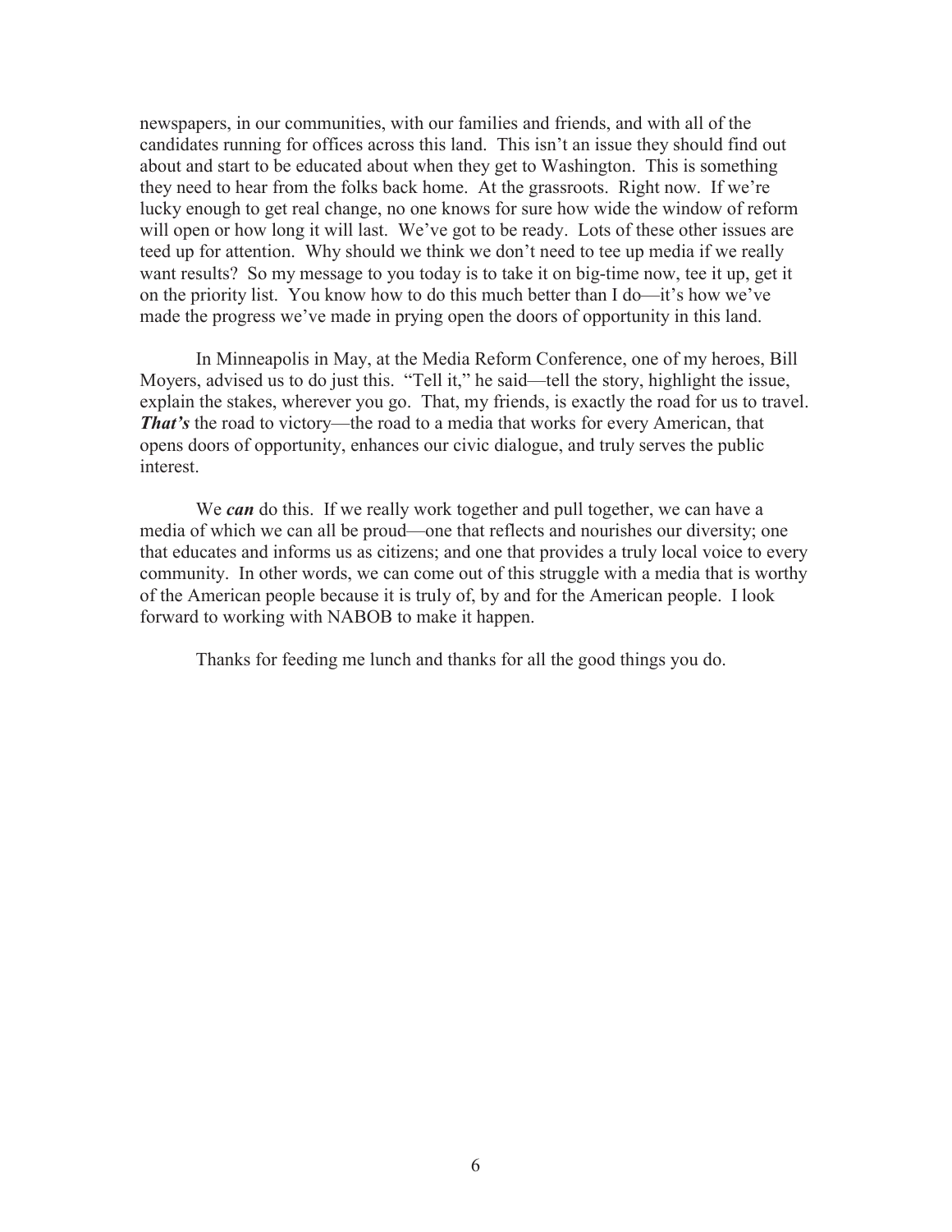newspapers, in our communities, with our families and friends, and with all of the candidates running for offices across this land. This isn't an issue they should find out about and start to be educated about when they get to Washington. This is something they need to hear from the folks back home. At the grassroots. Right now. If we're lucky enough to get real change, no one knows for sure how wide the window of reform will open or how long it will last. We've got to be ready. Lots of these other issues are teed up for attention. Why should we think we don't need to tee up media if we really want results? So my message to you today is to take it on big-time now, tee it up, get it on the priority list. You know how to do this much better than I do—it's how we've made the progress we've made in prying open the doors of opportunity in this land.

In Minneapolis in May, at the Media Reform Conference, one of my heroes, Bill Moyers, advised us to do just this. "Tell it," he said—tell the story, highlight the issue, explain the stakes, wherever you go. That, my friends, is exactly the road for us to travel. ***That's*** the road to victory—the road to a media that works for every American, that opens doors of opportunity, enhances our civic dialogue, and truly serves the public interest.

We ***can*** do this. If we really work together and pull together, we can have a media of which we can all be proud—one that reflects and nourishes our diversity; one that educates and informs us as citizens; and one that provides a truly local voice to every community. In other words, we can come out of this struggle with a media that is worthy of the American people because it is truly of, by and for the American people. I look forward to working with NABOB to make it happen.

Thanks for feeding me lunch and thanks for all the good things you do.